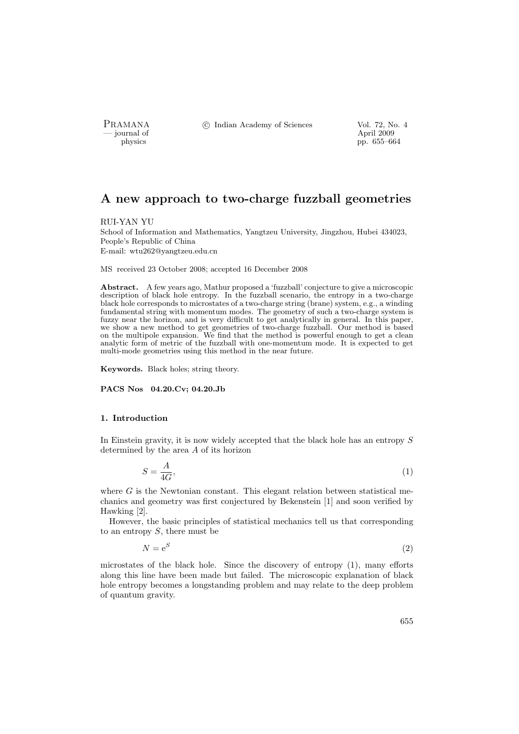# A new approach to two-charge fuzzball geometries

RUI-YAN YU

School of Information and Mathematics, Yangtzeu University, Jingzhou, Hubei 434023, People's Republic of China

E-mail: wtu262@yangtzeu.edu.cn

MS received 23 October 2008; accepted 16 December 2008

**Abstract.** A few years ago, Mathur proposed a 'fuzzball' conjecture to give a microscopic description of black hole entropy. In the fuzzball scenario, the entropy in a two-charge black hole corresponds to microstates of a two-charge string (brane) system, e.g., a winding fundamental string with momentum modes. The geometry of such a two-charge system is fuzzy near the horizon, and is very difficult to get analytically in general. In this paper, we show a new method to get geometries of two-charge fuzzball. Our method is based on the multipole expansion. We find that the method is powerful enough to get a clean analytic form of metric of the fuzzball with one-momentum mode. It is expected to get multi-mode geometries using this method in the near future.

**Keywords.** Black holes; string theory.

**PACS Nos 04.20.Cv; 04.20.Jb**

## 1. Introduction

In Einstein gravity, it is now widely accepted that the black hole has an entropy $S$ determined by the area $A$ of its horizon

$$S = \frac{A}{4G}, \tag{1}$$

where $G$ is the Newtonian constant. This elegant relation between statistical mechanics and geometry was first conjectured by Bekenstein [1] and soon verified by Hawking [2].

However, the basic principles of statistical mechanics tell us that corresponding to an entropy $S$, there must be

$$N = \mathrm{e}^{S} \tag{2}$$

microstates of the black hole. Since the discovery of entropy (1), many efforts along this line have been made but failed. The microscopic explanation of black hole entropy becomes a longstanding problem and may relate to the deep problem of quantum gravity.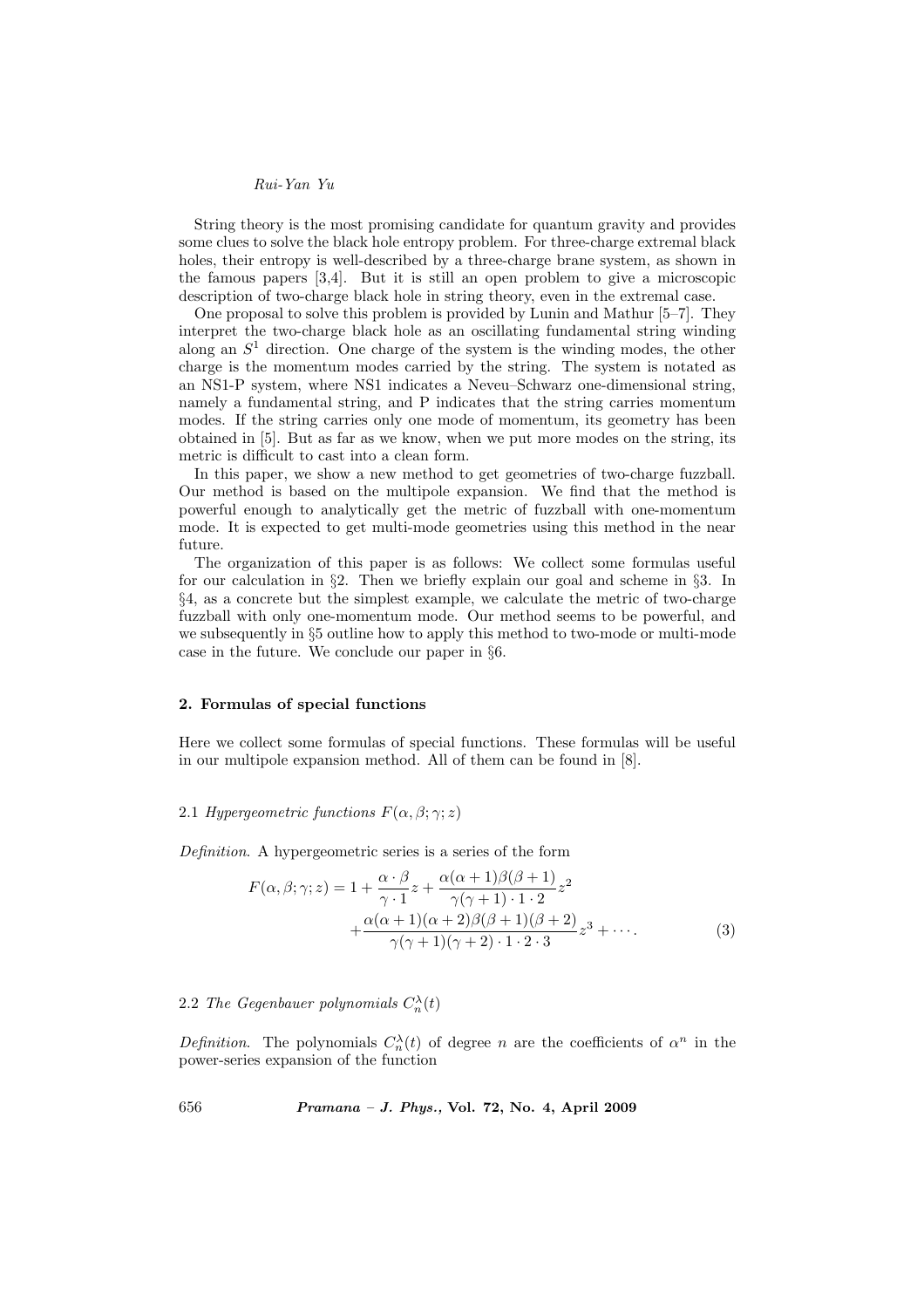String theory is the most promising candidate for quantum gravity and provides some clues to solve the black hole entropy problem. For three-charge extremal black holes, their entropy is well-described by a three-charge brane system, as shown in the famous papers [3,4]. But it is still an open problem to give a microscopic description of two-charge black hole in string theory, even in the extremal case.

One proposal to solve this problem is provided by Lunin and Mathur [5–7]. They interpret the two-charge black hole as an oscillating fundamental string winding along an $S^1$ direction. One charge of the system is the winding modes, the other charge is the momentum modes carried by the string. The system is notated as an NS1-P system, where NS1 indicates a Neveu–Schwarz one-dimensional string, namely a fundamental string, and P indicates that the string carries momentum modes. If the string carries only one mode of momentum, its geometry has been obtained in [5]. But as far as we know, when we put more modes on the string, its metric is difficult to cast into a clean form.

In this paper, we show a new method to get geometries of two-charge fuzzball. Our method is based on the multipole expansion. We find that the method is powerful enough to analytically get the metric of fuzzball with one-momentum mode. It is expected to get multi-mode geometries using this method in the near future.

The organization of this paper is as follows: We collect some formulas useful for our calculation in §2. Then we briefly explain our goal and scheme in §3. In §4, as a concrete but the simplest example, we calculate the metric of two-charge fuzzball with only one-momentum mode. Our method seems to be powerful, and we subsequently in §5 outline how to apply this method to two-mode or multi-mode case in the future. We conclude our paper in §6.

## 2. Formulas of special functions

Here we collect some formulas of special functions. These formulas will be useful in our multipole expansion method. All of them can be found in [8].

### 2.1 *Hypergeometric functions* $F(\alpha, \beta; \gamma; z)$

*Definition*. A hypergeometric series is a series of the form

$$F(\alpha, \beta; \gamma; z) = 1 + \frac{\alpha \cdot \beta}{\gamma \cdot 1} z + \frac{\alpha(\alpha+1)\beta(\beta+1)}{\gamma(\gamma+1) \cdot 1 \cdot 2} z^2 + \frac{\alpha(\alpha+1)(\alpha+2)\beta(\beta+1)(\beta+2)}{\gamma(\gamma+1)(\gamma+2) \cdot 1 \cdot 2 \cdot 3} z^3 + \cdots . \tag{3}$$

### 2.2 *The Gegenbauer polynomials* $C_n^\lambda(t)$

*Definition*. The polynomials $C_n^\lambda(t)$ of degree $n$ are the coefficients of $\alpha^n$ in the power-series expansion of the function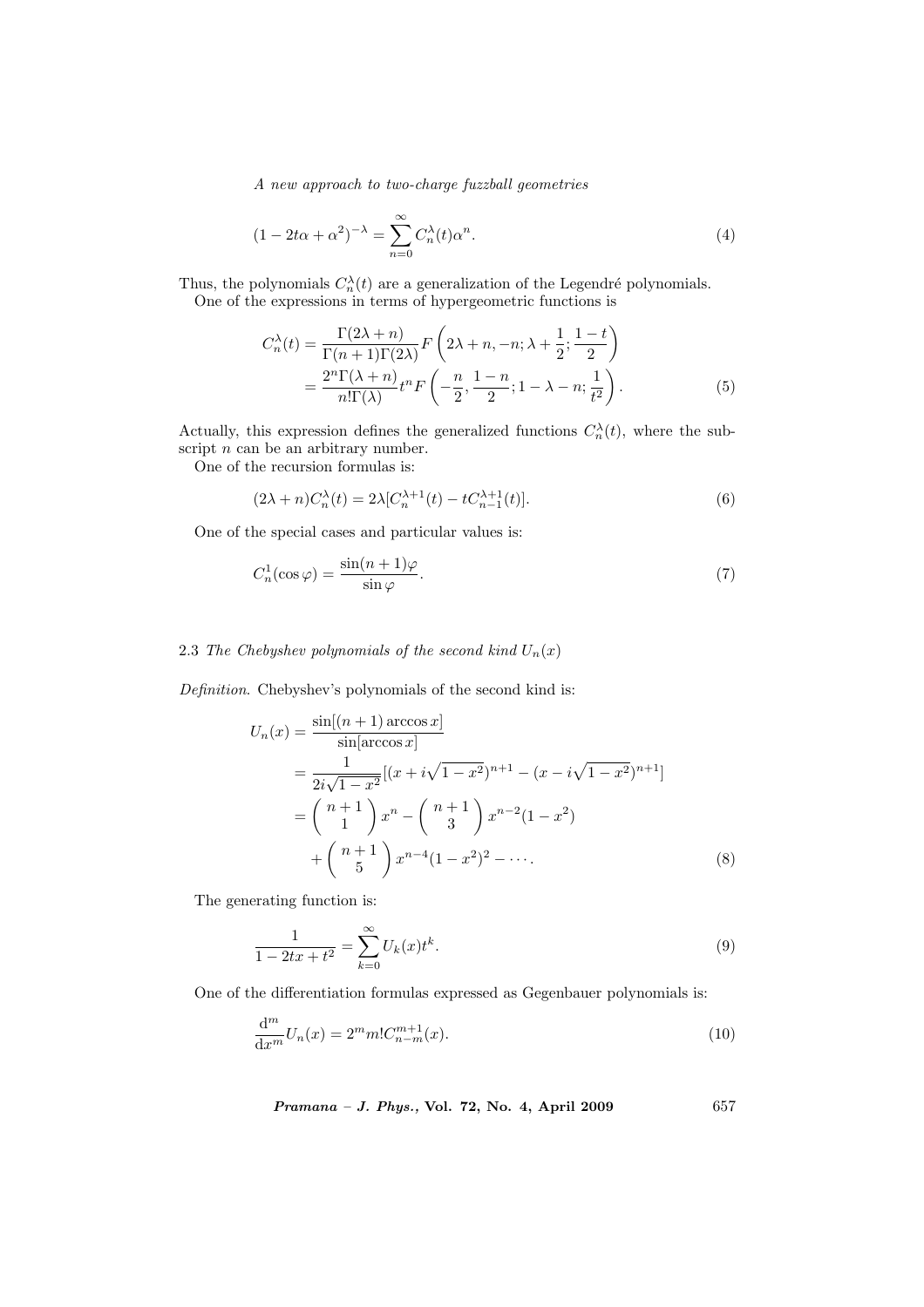$$(1 - 2t\alpha + \alpha^2)^{-\lambda} = \sum_{n=0}^{\infty} C_n^{\lambda}(t)\alpha^n. \tag{4}$$

Thus, the polynomials $C_n^{\lambda}(t)$ are a generalization of the Legendré polynomials.

One of the expressions in terms of hypergeometric functions is

$$\begin{aligned} C_n^{\lambda}(t) &= \frac{\Gamma(2\lambda + n)}{\Gamma(n+1)\Gamma(2\lambda)} F\left(2\lambda + n, -n; \lambda + \frac{1}{2}; \frac{1-t}{2}\right) \\ &= \frac{2^n \Gamma(\lambda + n)}{n! \Gamma(\lambda)} t^n F\left(-\frac{n}{2}, \frac{1-n}{2}; 1 - \lambda - n; \frac{1}{t^2}\right). \end{aligned} \tag{5}$$

Actually, this expression defines the generalized functions $C_n^{\lambda}(t)$, where the subscript $n$ can be an arbitrary number.

One of the recursion formulas is:

$$(2\lambda + n)C_n^{\lambda}(t) = 2\lambda[C_n^{\lambda+1}(t) - tC_{n-1}^{\lambda+1}(t)]. \tag{6}$$

One of the special cases and particular values is:

$$C_n^1(\cos\varphi) = \frac{\sin(n+1)\varphi}{\sin\varphi}. \tag{7}$$

### 2.3 *The Chebyshev polynomials of the second kind $U_n(x)$*

*Definition.* Chebyshev's polynomials of the second kind is:

$$\begin{aligned} U_n(x) &= \frac{\sin[(n+1)\arccos x]}{\sin[\arccos x]} \\ &= \frac{1}{2i\sqrt{1-x^2}}[(x + i\sqrt{1-x^2})^{n+1} - (x - i\sqrt{1-x^2})^{n+1}] \\ &= \binom{n+1}{1} x^n - \binom{n+1}{3} x^{n-2}(1-x^2) \\ &\quad + \binom{n+1}{5} x^{n-4}(1-x^2)^2 - \cdots. \end{aligned} \tag{8}$$

The generating function is:

$$\frac{1}{1 - 2tx + t^2} = \sum_{k=0}^{\infty} U_k(x)t^k. \tag{9}$$

One of the differentiation formulas expressed as Gegenbauer polynomials is:

$$\frac{\mathrm{d}^m}{\mathrm{d}x^m} U_n(x) = 2^m m! C_{n-m}^{m+1}(x). \tag{10}$$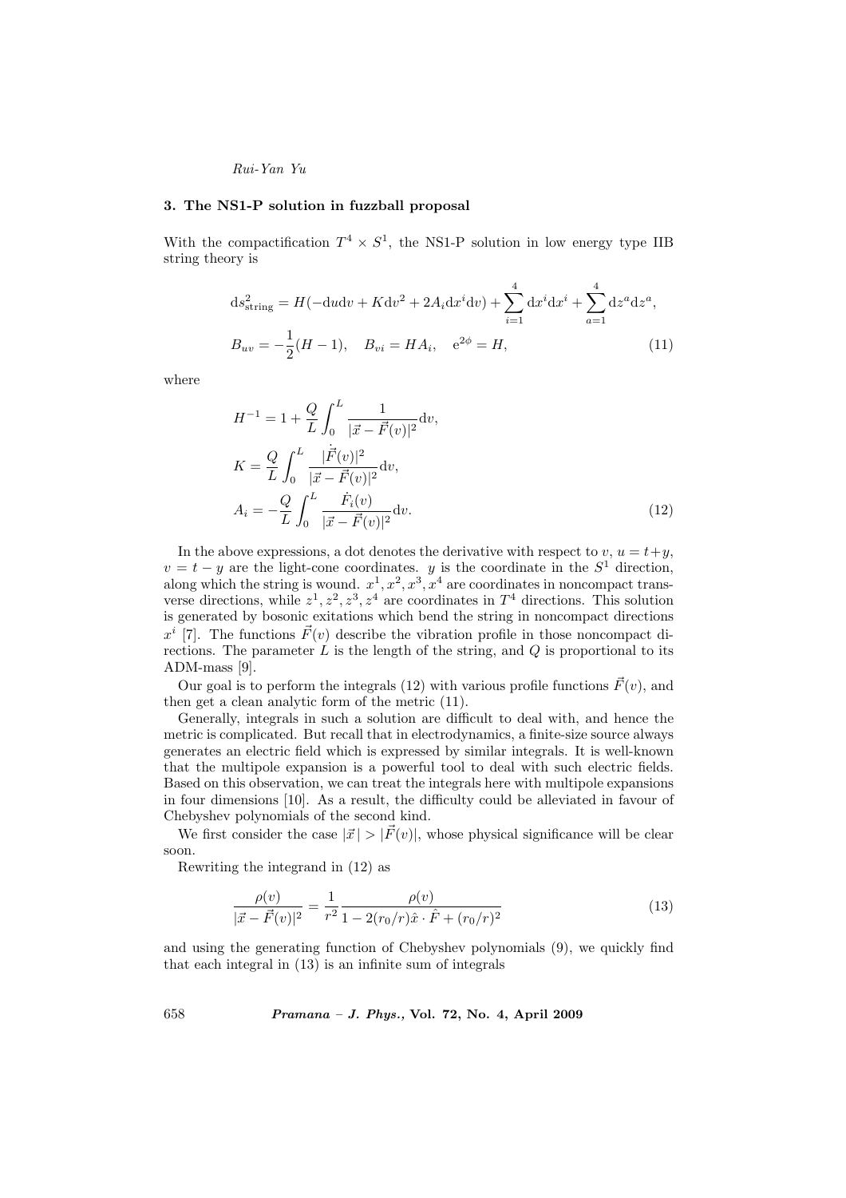### 3. The NS1-P solution in fuzzball proposal

With the compactification $T^4 \times S^1$, the NS1-P solution in low energy type IIB string theory is

$$
\begin{aligned}
\mathrm{d}s^2_{\text{string}} &= H(-\mathrm{d}u\mathrm{d}v + K\mathrm{d}v^2 + 2A_i\mathrm{d}x^i\mathrm{d}v) + \sum_{i=1}^{4}\mathrm{d}x^i\mathrm{d}x^i + \sum_{a=1}^{4}\mathrm{d}z^a\mathrm{d}z^a, \\
B_{uv} &= -\frac{1}{2}(H-1), \quad B_{vi} = HA_i, \quad \mathrm{e}^{2\phi} = H,
\end{aligned} \tag{11}
$$

where

$$
\begin{aligned}
H^{-1} &= 1 + \frac{Q}{L}\int_0^L \frac{1}{|\vec{x} - \vec{F}(v)|^2}\mathrm{d}v, \\
K &= \frac{Q}{L}\int_0^L \frac{|\dot{\vec{F}}(v)|^2}{|\vec{x} - \vec{F}(v)|^2}\mathrm{d}v, \\
A_i &= -\frac{Q}{L}\int_0^L \frac{\dot{F}_i(v)}{|\vec{x} - \vec{F}(v)|^2}\mathrm{d}v.
\end{aligned} \tag{12}
$$

In the above expressions, a dot denotes the derivative with respect to $v$, $u = t+y$, $v = t-y$ are the light-cone coordinates. $y$ is the coordinate in the $S^1$ direction, along which the string is wound. $x^1, x^2, x^3, x^4$ are coordinates in noncompact transverse directions, while $z^1, z^2, z^3, z^4$ are coordinates in $T^4$ directions. This solution is generated by bosonic exitations which bend the string in noncompact directions $x^i$ [7]. The functions $\vec{F}(v)$ describe the vibration profile in those noncompact directions. The parameter $L$ is the length of the string, and $Q$ is proportional to its ADM-mass [9].

Our goal is to perform the integrals (12) with various profile functions $\vec{F}(v)$, and then get a clean analytic form of the metric (11).

Generally, integrals in such a solution are difficult to deal with, and hence the metric is complicated. But recall that in electrodynamics, a finite-size source always generates an electric field which is expressed by similar integrals. It is well-known that the multipole expansion is a powerful tool to deal with such electric fields. Based on this observation, we can treat the integrals here with multipole expansions in four dimensions [10]. As a result, the difficulty could be alleviated in favour of Chebyshev polynomials of the second kind.

We first consider the case $|\vec{x}| > |\vec{F}(v)|$, whose physical significance will be clear soon.

Rewriting the integrand in (12) as

$$
\frac{\rho(v)}{|\vec{x} - \vec{F}(v)|^2} = \frac{1}{r^2}\frac{\rho(v)}{1 - 2(r_0/r)\hat{x}\cdot\hat{F} + (r_0/r)^2} \tag{13}
$$

and using the generating function of Chebyshev polynomials (9), we quickly find that each integral in (13) is an infinite sum of integrals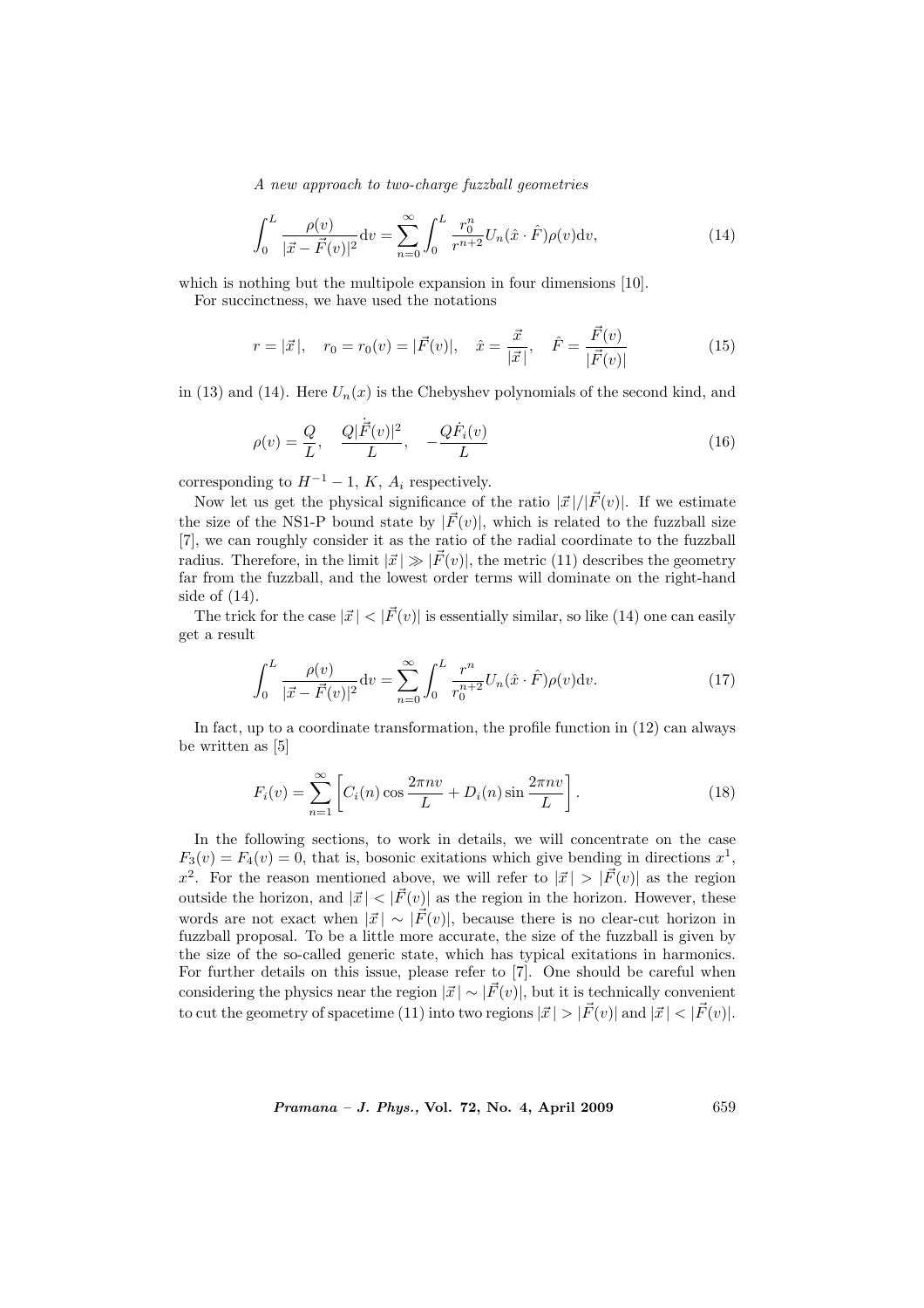$$\int_0^L \frac{\rho(v)}{|\vec{x} - \vec{F}(v)|^2} \mathrm{d}v = \sum_{n=0}^{\infty} \int_0^L \frac{r_0^n}{r^{n+2}} U_n(\hat{x} \cdot \hat{F}) \rho(v) \mathrm{d}v, \tag{14}$$

which is nothing but the multipole expansion in four dimensions [10].

For succinctness, we have used the notations

$$r = |\vec{x}\,|, \quad r_0 = r_0(v) = |\vec{F}(v)|, \quad \hat{x} = \frac{\vec{x}}{|\vec{x}\,|}, \quad \hat{F} = \frac{\vec{F}(v)}{|\vec{F}(v)|} \tag{15}$$

in (13) and (14). Here $U_n(x)$ is the Chebyshev polynomials of the second kind, and

$$\rho(v) = \frac{Q}{L}, \quad \frac{Q|\dot{\vec{F}}(v)|^2}{L}, \quad -\frac{Q\dot{F}_i(v)}{L} \tag{16}$$

corresponding to $H^{-1} - 1$, $K$, $A_i$ respectively.

Now let us get the physical significance of the ratio $|\vec{x}\,|/|\vec{F}(v)|$. If we estimate the size of the NS1-P bound state by $|\vec{F}(v)|$, which is related to the fuzzball size [7], we can roughly consider it as the ratio of the radial coordinate to the fuzzball radius. Therefore, in the limit $|\vec{x}\,| \gg |\vec{F}(v)|$, the metric (11) describes the geometry far from the fuzzball, and the lowest order terms will dominate on the right-hand side of (14).

The trick for the case $|\vec{x}\,| < |\vec{F}(v)|$ is essentially similar, so like (14) one can easily get a result

$$\int_0^L \frac{\rho(v)}{|\vec{x} - \vec{F}(v)|^2} \mathrm{d}v = \sum_{n=0}^{\infty} \int_0^L \frac{r^n}{r_0^{n+2}} U_n(\hat{x} \cdot \hat{F}) \rho(v) \mathrm{d}v. \tag{17}$$

In fact, up to a coordinate transformation, the profile function in (12) can always be written as [5]

$$F_i(v) = \sum_{n=1}^{\infty} \left[ C_i(n) \cos \frac{2\pi n v}{L} + D_i(n) \sin \frac{2\pi n v}{L} \right]. \tag{18}$$

In the following sections, to work in details, we will concentrate on the case $F_3(v) = F_4(v) = 0$, that is, bosonic exitations which give bending in directions $x^1$, $x^2$. For the reason mentioned above, we will refer to $|\vec{x}\,| > |\vec{F}(v)|$ as the region outside the horizon, and $|\vec{x}\,| < |\vec{F}(v)|$ as the region in the horizon. However, these words are not exact when $|\vec{x}\,| \sim |\vec{F}(v)|$, because there is no clear-cut horizon in fuzzball proposal. To be a little more accurate, the size of the fuzzball is given by the size of the so-called generic state, which has typical exitations in harmonics. For further details on this issue, please refer to [7]. One should be careful when considering the physics near the region $|\vec{x}\,| \sim |\vec{F}(v)|$, but it is technically convenient to cut the geometry of spacetime (11) into two regions $|\vec{x}\,| > |\vec{F}(v)|$ and $|\vec{x}\,| < |\vec{F}(v)|$.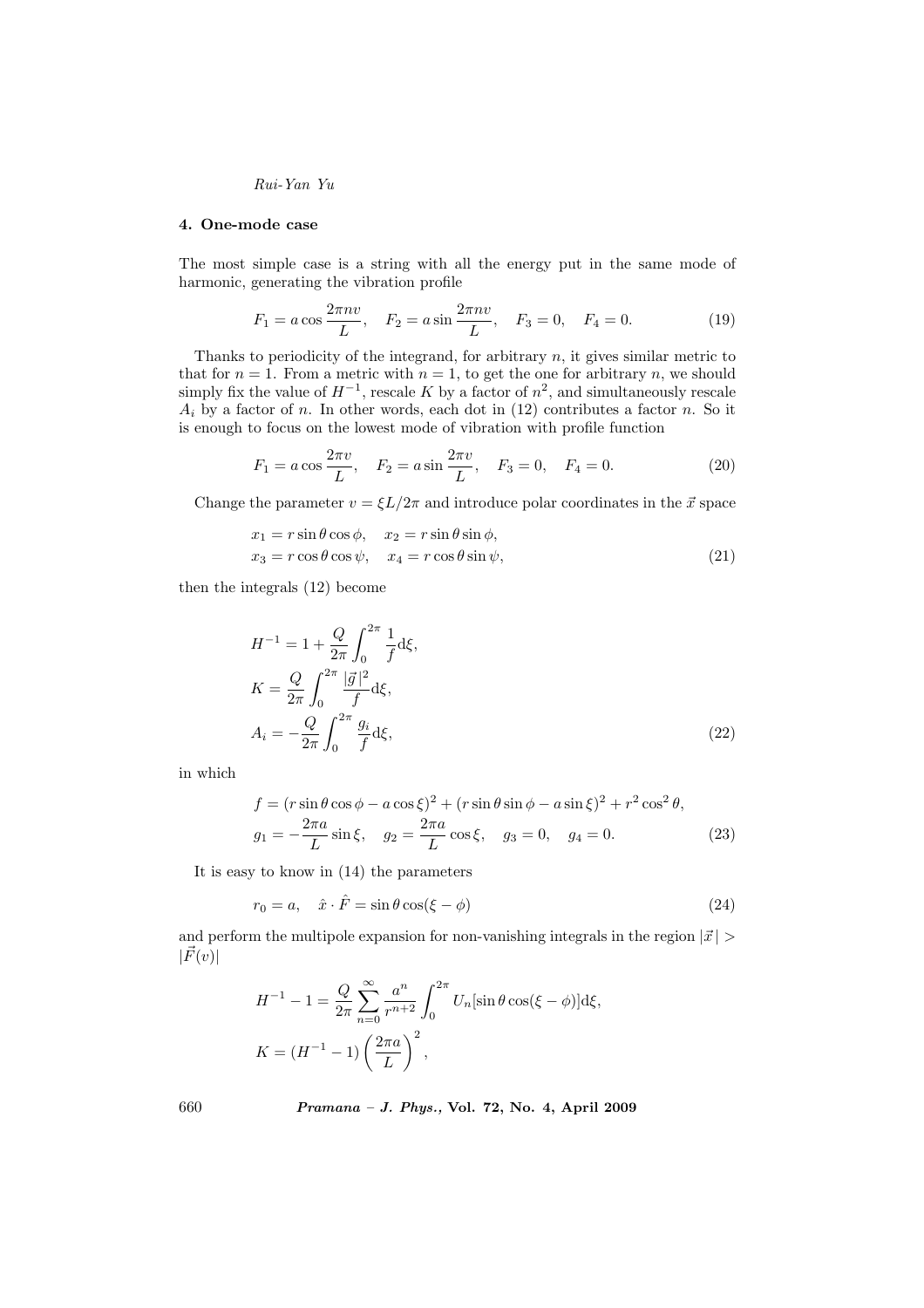## 4. One-mode case

The most simple case is a string with all the energy put in the same mode of harmonic, generating the vibration profile

$$F_1 = a\cos\frac{2\pi n v}{L}, \quad F_2 = a\sin\frac{2\pi n v}{L}, \quad F_3 = 0, \quad F_4 = 0. \tag{19}$$

Thanks to periodicity of the integrand, for arbitrary $n$, it gives similar metric to that for $n = 1$. From a metric with $n = 1$, to get the one for arbitrary $n$, we should simply fix the value of $H^{-1}$, rescale $K$ by a factor of $n^2$, and simultaneously rescale $A_i$ by a factor of $n$. In other words, each dot in (12) contributes a factor $n$. So it is enough to focus on the lowest mode of vibration with profile function

$$F_1 = a\cos\frac{2\pi v}{L}, \quad F_2 = a\sin\frac{2\pi v}{L}, \quad F_3 = 0, \quad F_4 = 0. \tag{20}$$

Change the parameter $v = \xi L/2\pi$ and introduce polar coordinates in the $\vec{x}$ space

$$\begin{aligned}
&x_1 = r\sin\theta\cos\phi, \quad x_2 = r\sin\theta\sin\phi, \\
&x_3 = r\cos\theta\cos\psi, \quad x_4 = r\cos\theta\sin\psi,
\end{aligned} \tag{21}$$

then the integrals (12) become

$$\begin{aligned}
&H^{-1} = 1 + \frac{Q}{2\pi}\int_0^{2\pi}\frac{1}{f}\mathrm{d}\xi, \\
&K = \frac{Q}{2\pi}\int_0^{2\pi}\frac{|\vec{g}|^2}{f}\mathrm{d}\xi, \\
&A_i = -\frac{Q}{2\pi}\int_0^{2\pi}\frac{g_i}{f}\mathrm{d}\xi,
\end{aligned} \tag{22}$$

in which

$$\begin{aligned}
&f = (r\sin\theta\cos\phi - a\cos\xi)^2 + (r\sin\theta\sin\phi - a\sin\xi)^2 + r^2\cos^2\theta, \\
&g_1 = -\frac{2\pi a}{L}\sin\xi, \quad g_2 = \frac{2\pi a}{L}\cos\xi, \quad g_3 = 0, \quad g_4 = 0.
\end{aligned} \tag{23}$$

It is easy to know in (14) the parameters

$$r_0 = a, \quad \hat{x}\cdot\hat{F} = \sin\theta\cos(\xi - \phi) \tag{24}$$

and perform the multipole expansion for non-vanishing integrals in the region $|\vec{x}\,| > |\vec{F}(v)|$

$$\begin{aligned}
&H^{-1} - 1 = \frac{Q}{2\pi}\sum_{n=0}^{\infty}\frac{a^n}{r^{n+2}}\int_0^{2\pi}U_n[\sin\theta\cos(\xi - \phi)]\mathrm{d}\xi, \\
&K = (H^{-1} - 1)\left(\frac{2\pi a}{L}\right)^2,
\end{aligned}$$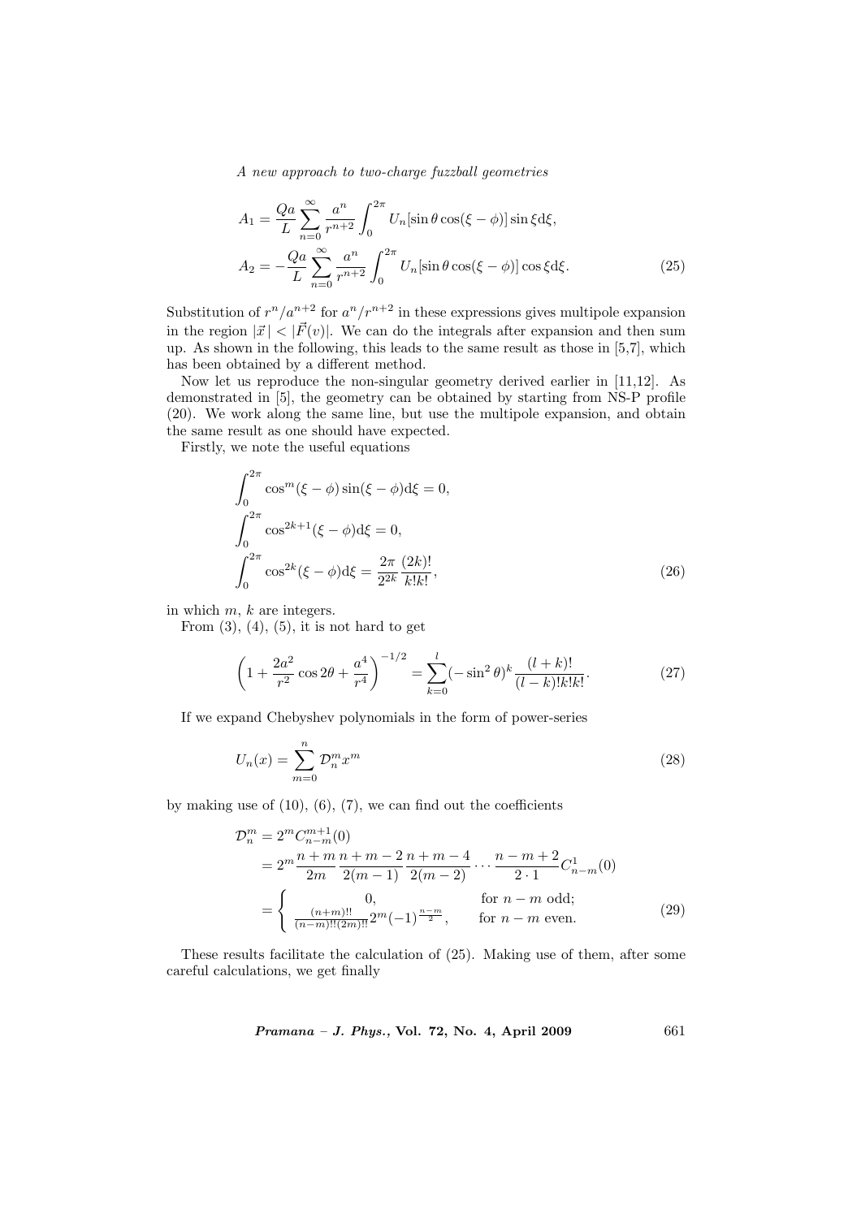$$
\begin{aligned}
A_1 &= \frac{Qa}{L}\sum_{n=0}^{\infty}\frac{a^n}{r^{n+2}}\int_0^{2\pi} U_n[\sin\theta\cos(\xi-\phi)]\sin\xi \mathrm{d}\xi, \\
A_2 &= -\frac{Qa}{L}\sum_{n=0}^{\infty}\frac{a^n}{r^{n+2}}\int_0^{2\pi} U_n[\sin\theta\cos(\xi-\phi)]\cos\xi \mathrm{d}\xi.
\end{aligned} \tag{25}
$$

Substitution of $r^n/a^{n+2}$ for $a^n/r^{n+2}$ in these expressions gives multipole expansion in the region $|\vec{x}\,| < |\vec{F}(v)|$. We can do the integrals after expansion and then sum up. As shown in the following, this leads to the same result as those in [5,7], which has been obtained by a different method.

Now let us reproduce the non-singular geometry derived earlier in [11,12]. As demonstrated in [5], the geometry can be obtained by starting from NS-P profile (20). We work along the same line, but use the multipole expansion, and obtain the same result as one should have expected.

Firstly, we note the useful equations

$$
\begin{aligned}
&\int_0^{2\pi}\cos^m(\xi-\phi)\sin(\xi-\phi)\mathrm{d}\xi = 0, \\
&\int_0^{2\pi}\cos^{2k+1}(\xi-\phi)\mathrm{d}\xi = 0, \\
&\int_0^{2\pi}\cos^{2k}(\xi-\phi)\mathrm{d}\xi = \frac{2\pi}{2^{2k}}\frac{(2k)!}{k!k!},
\end{aligned} \tag{26}
$$

in which $m$, $k$ are integers.

From (3), (4), (5), it is not hard to get

$$
\left(1+\frac{2a^2}{r^2}\cos 2\theta + \frac{a^4}{r^4}\right)^{-1/2} = \sum_{k=0}^{l}(-\sin^2\theta)^k\frac{(l+k)!}{(l-k)!k!k!}. \tag{27}
$$

If we expand Chebyshev polynomials in the form of power-series

$$
U_n(x) = \sum_{m=0}^{n}\mathcal{D}_n^m x^m \tag{28}
$$

by making use of (10), (6), (7), we can find out the coefficients

$$
\begin{aligned}
\mathcal{D}_n^m &= 2^m C_{n-m}^{m+1}(0) \\
&= 2^m\frac{n+m}{2m}\frac{n+m-2}{2(m-1)}\frac{n+m-4}{2(m-2)}\cdots\frac{n-m+2}{2\cdot 1}C_{n-m}^1(0) \\
&= \begin{cases} 0, & \text{for } n-m \text{ odd;} \\ \frac{(n+m)!!}{(n-m)!!(2m)!!}2^m(-1)^{\frac{n-m}{2}}, & \text{for } n-m \text{ even.} \end{cases}
\end{aligned} \tag{29}
$$

These results facilitate the calculation of (25). Making use of them, after some careful calculations, we get finally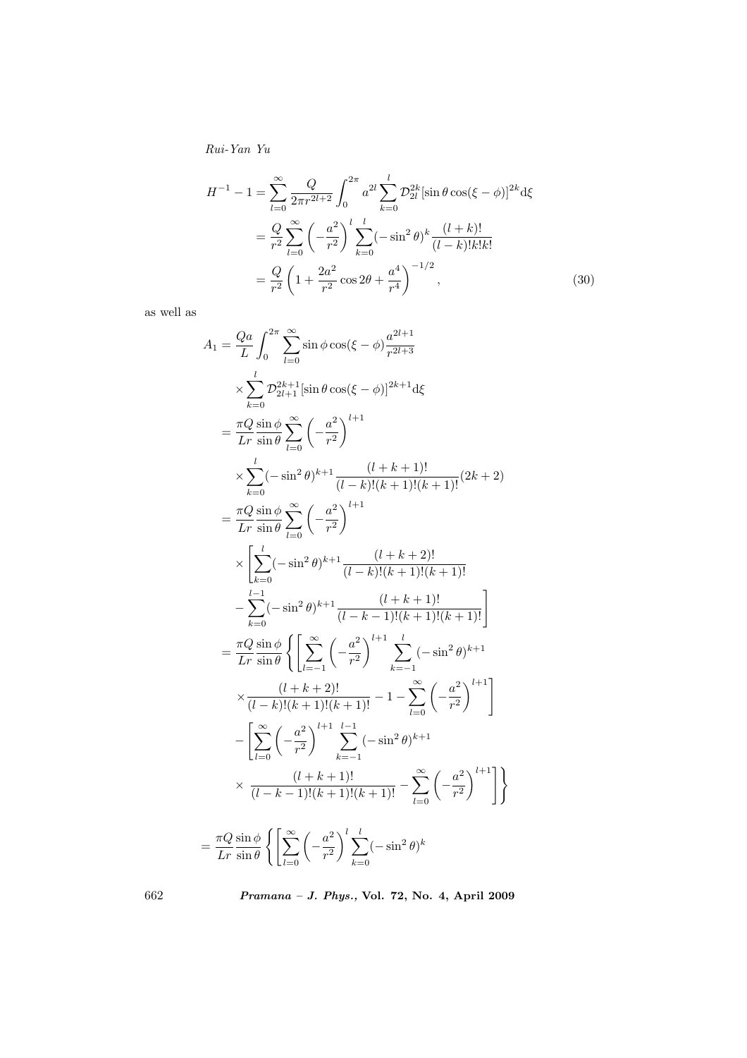$$H^{-1} - 1 = \sum_{l=0}^{\infty} \frac{Q}{2\pi r^{2l+2}} \int_0^{2\pi} a^{2l} \sum_{k=0}^{l} \mathcal{D}_{2l}^{2k} [\sin\theta \cos(\xi - \phi)]^{2k} \mathrm{d}\xi$$

$$= \frac{Q}{r^2} \sum_{l=0}^{\infty} \left(-\frac{a^2}{r^2}\right)^l \sum_{k=0}^{l} (-\sin^2\theta)^k \frac{(l+k)!}{(l-k)!k!k!}$$

$$= \frac{Q}{r^2} \left(1 + \frac{2a^2}{r^2}\cos 2\theta + \frac{a^4}{r^4}\right)^{-1/2}, \tag{30}$$

as well as

$$A_1 = \frac{Qa}{L} \int_0^{2\pi} \sum_{l=0}^{\infty} \sin\phi \cos(\xi - \phi) \frac{a^{2l+1}}{r^{2l+3}}$$

$$\times \sum_{k=0}^{l} \mathcal{D}_{2l+1}^{2k+1} [\sin\theta \cos(\xi - \phi)]^{2k+1} \mathrm{d}\xi$$

$$= \frac{\pi Q}{Lr} \frac{\sin\phi}{\sin\theta} \sum_{l=0}^{\infty} \left(-\frac{a^2}{r^2}\right)^{l+1}$$

$$\times \sum_{k=0}^{l} (-\sin^2\theta)^{k+1} \frac{(l+k+1)!}{(l-k)!(k+1)!(k+1)!} (2k+2)$$

$$= \frac{\pi Q}{Lr} \frac{\sin\phi}{\sin\theta} \sum_{l=0}^{\infty} \left(-\frac{a^2}{r^2}\right)^{l+1}$$

$$\times \left[\sum_{k=0}^{l} (-\sin^2\theta)^{k+1} \frac{(l+k+2)!}{(l-k)!(k+1)!(k+1)!}\right.$$

$$\left. - \sum_{k=0}^{l-1} (-\sin^2\theta)^{k+1} \frac{(l+k+1)!}{(l-k-1)!(k+1)!(k+1)!}\right]$$

$$= \frac{\pi Q}{Lr} \frac{\sin\phi}{\sin\theta} \left\{ \left[ \sum_{l=-1}^{\infty} \left(-\frac{a^2}{r^2}\right)^{l+1} \sum_{k=-1}^{l} (-\sin^2\theta)^{k+1} \right.\right.$$

$$\left. \times \frac{(l+k+2)!}{(l-k)!(k+1)!(k+1)!} - 1 - \sum_{l=0}^{\infty} \left(-\frac{a^2}{r^2}\right)^{l+1} \right]$$

$$- \left[ \sum_{l=0}^{\infty} \left(-\frac{a^2}{r^2}\right)^{l+1} \sum_{k=-1}^{l-1} (-\sin^2\theta)^{k+1} \right.$$

$$\left.\left. \times \frac{(l+k+1)!}{(l-k-1)!(k+1)!(k+1)!} - \sum_{l=0}^{\infty} \left(-\frac{a^2}{r^2}\right)^{l+1} \right] \right\}$$

$$= \frac{\pi Q}{Lr} \frac{\sin\phi}{\sin\theta} \left\{ \left[ \sum_{l=0}^{\infty} \left(-\frac{a^2}{r^2}\right)^l \sum_{k=0}^{l} (-\sin^2\theta)^k \right.\right.$$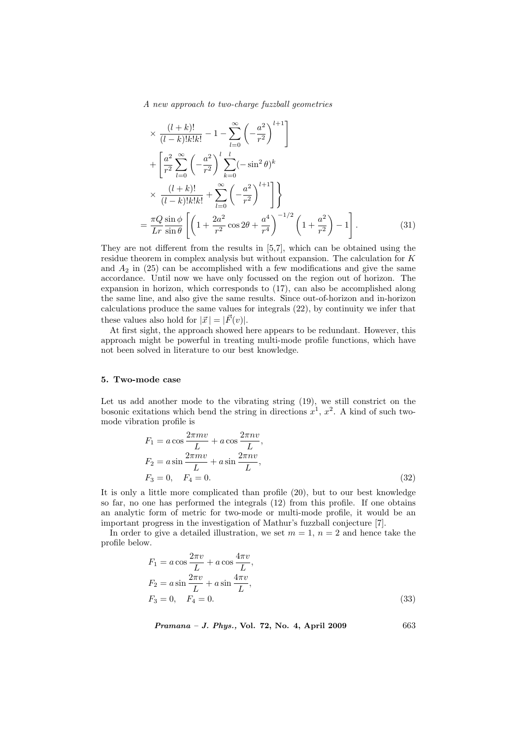$$
\begin{aligned}
&\times \frac{(l+k)!}{(l-k)!k!k!} - 1 - \sum_{l=0}^{\infty}\left(-\frac{a^2}{r^2}\right)^{l+1}\Bigg] \\
&+ \left[\frac{a^2}{r^2}\sum_{l=0}^{\infty}\left(-\frac{a^2}{r^2}\right)^{l}\sum_{k=0}^{l}(-\sin^2\theta)^k \right. \\
&\times \left. \frac{(l+k)!}{(l-k)!k!k!} + \sum_{l=0}^{\infty}\left(-\frac{a^2}{r^2}\right)^{l+1}\right]\Bigg\} \\
&= \frac{\pi Q}{Lr}\frac{\sin\phi}{\sin\theta}\left[\left(1+\frac{2a^2}{r^2}\cos 2\theta + \frac{a^4}{r^4}\right)^{-1/2}\left(1+\frac{a^2}{r^2}\right) - 1\right].
\end{aligned}
\tag{31}
$$

They are not different from the results in [5,7], which can be obtained using the residue theorem in complex analysis but without expansion. The calculation for $K$ and $A_2$ in (25) can be accomplished with a few modifications and give the same accordance. Until now we have only focussed on the region out of horizon. The expansion in horizon, which corresponds to (17), can also be accomplished along the same line, and also give the same results. Since out-of-horizon and in-horizon calculations produce the same values for integrals (22), by continuity we infer that these values also hold for $|\vec{x}\,| = |\vec{F}(v)|$.

At first sight, the approach showed here appears to be redundant. However, this approach might be powerful in treating multi-mode profile functions, which have not been solved in literature to our best knowledge.

## 5. Two-mode case

Let us add another mode to the vibrating string (19), we still constrict on the bosonic exitations which bend the string in directions $x^1$, $x^2$. A kind of such two-mode vibration profile is

$$
\begin{aligned}
&F_1 = a\cos\frac{2\pi m v}{L} + a\cos\frac{2\pi n v}{L}, \\
&F_2 = a\sin\frac{2\pi m v}{L} + a\sin\frac{2\pi n v}{L}, \\
&F_3 = 0, \quad F_4 = 0.
\end{aligned}
\tag{32}
$$

It is only a little more complicated than profile (20), but to our best knowledge so far, no one has performed the integrals (12) from this profile. If one obtains an analytic form of metric for two-mode or multi-mode profile, it would be an important progress in the investigation of Mathur's fuzzball conjecture [7].

In order to give a detailed illustration, we set $m = 1$, $n = 2$ and hence take the profile below.

$$
\begin{aligned}
&F_1 = a\cos\frac{2\pi v}{L} + a\cos\frac{4\pi v}{L}, \\
&F_2 = a\sin\frac{2\pi v}{L} + a\sin\frac{4\pi v}{L}, \\
&F_3 = 0, \quad F_4 = 0.
\end{aligned}
\tag{33}
$$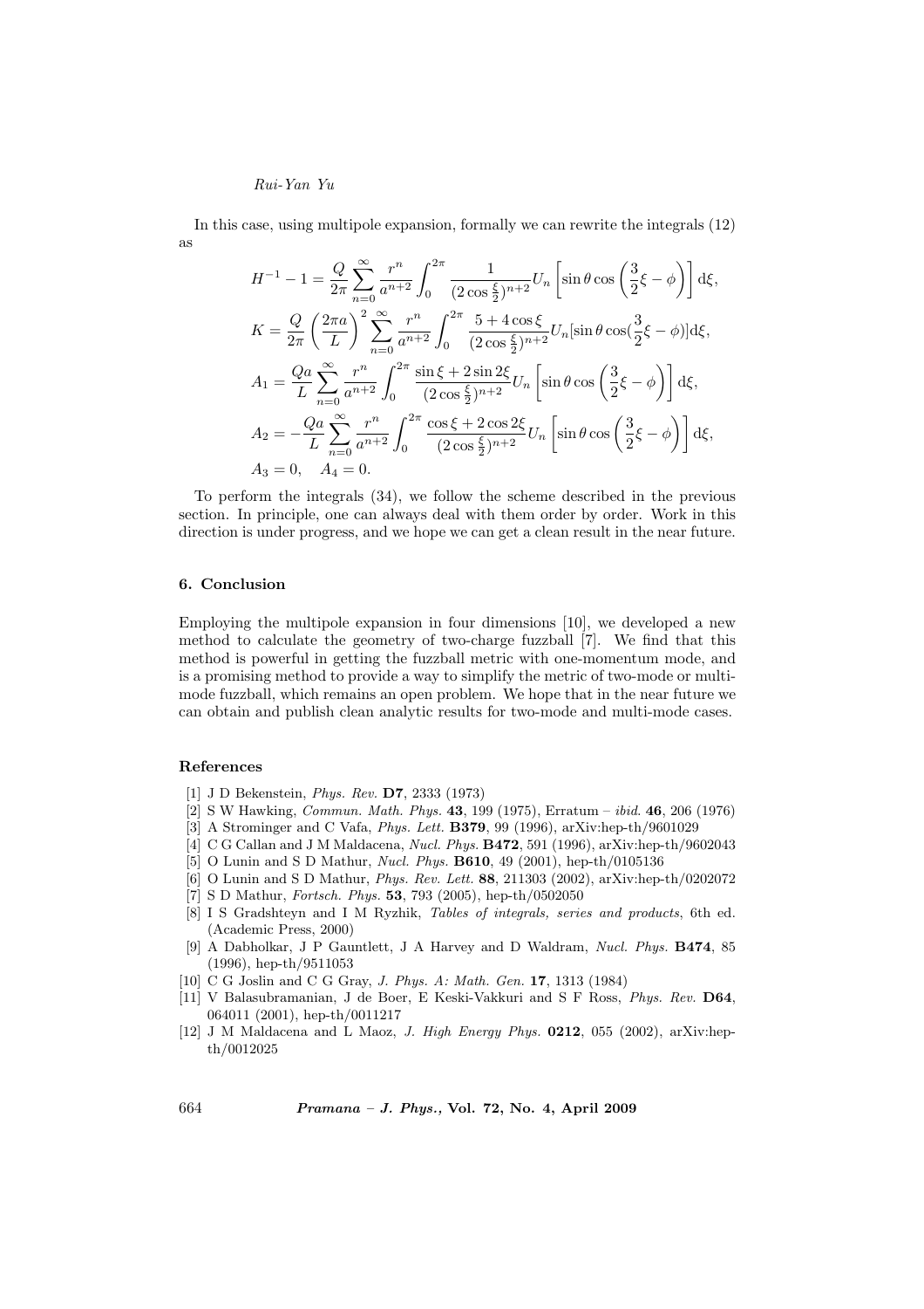In this case, using multipole expansion, formally we can rewrite the integrals (12) as

$$
\begin{aligned}
H^{-1}-1 &= \frac{Q}{2\pi}\sum_{n=0}^{\infty}\frac{r^n}{a^{n+2}}\int_0^{2\pi}\frac{1}{(2\cos\frac{\xi}{2})^{n+2}}U_n\left[\sin\theta\cos\left(\frac{3}{2}\xi-\phi\right)\right]\mathrm{d}\xi,\\
K &= \frac{Q}{2\pi}\left(\frac{2\pi a}{L}\right)^2\sum_{n=0}^{\infty}\frac{r^n}{a^{n+2}}\int_0^{2\pi}\frac{5+4\cos\xi}{(2\cos\frac{\xi}{2})^{n+2}}U_n[\sin\theta\cos(\frac{3}{2}\xi-\phi)]\mathrm{d}\xi,\\
A_1 &= \frac{Qa}{L}\sum_{n=0}^{\infty}\frac{r^n}{a^{n+2}}\int_0^{2\pi}\frac{\sin\xi+2\sin 2\xi}{(2\cos\frac{\xi}{2})^{n+2}}U_n\left[\sin\theta\cos\left(\frac{3}{2}\xi-\phi\right)\right]\mathrm{d}\xi,\\
A_2 &= -\frac{Qa}{L}\sum_{n=0}^{\infty}\frac{r^n}{a^{n+2}}\int_0^{2\pi}\frac{\cos\xi+2\cos 2\xi}{(2\cos\frac{\xi}{2})^{n+2}}U_n\left[\sin\theta\cos\left(\frac{3}{2}\xi-\phi\right)\right]\mathrm{d}\xi,\\
A_3 &= 0,\quad A_4=0.
\end{aligned}
$$

To perform the integrals (34), we follow the scheme described in the previous section. In principle, one can always deal with them order by order. Work in this direction is under progress, and we hope we can get a clean result in the near future.

## 6. Conclusion

Employing the multipole expansion in four dimensions [10], we developed a new method to calculate the geometry of two-charge fuzzball [7]. We find that this method is powerful in getting the fuzzball metric with one-momentum mode, and is a promising method to provide a way to simplify the metric of two-mode or multi-mode fuzzball, which remains an open problem. We hope that in the near future we can obtain and publish clean analytic results for two-mode and multi-mode cases.

## References

[1] J D Bekenstein, *Phys. Rev.* **D7**, 2333 (1973)

[2] S W Hawking, *Commun. Math. Phys.* **43**, 199 (1975), Erratum – *ibid.* **46**, 206 (1976)

[3] A Strominger and C Vafa, *Phys. Lett.* **B379**, 99 (1996), arXiv:hep-th/9601029

[4] C G Callan and J M Maldacena, *Nucl. Phys.* **B472**, 591 (1996), arXiv:hep-th/9602043

[5] O Lunin and S D Mathur, *Nucl. Phys.* **B610**, 49 (2001), hep-th/0105136

[6] O Lunin and S D Mathur, *Phys. Rev. Lett.* **88**, 211303 (2002), arXiv:hep-th/0202072

[7] S D Mathur, *Fortsch. Phys.* **53**, 793 (2005), hep-th/0502050

[8] I S Gradshteyn and I M Ryzhik, *Tables of integrals, series and products*, 6th ed. (Academic Press, 2000)

[9] A Dabholkar, J P Gauntlett, J A Harvey and D Waldram, *Nucl. Phys.* **B474**, 85 (1996), hep-th/9511053

[10] C G Joslin and C G Gray, *J. Phys. A: Math. Gen.* **17**, 1313 (1984)

[11] V Balasubramanian, J de Boer, E Keski-Vakkuri and S F Ross, *Phys. Rev.* **D64**, 064011 (2001), hep-th/0011217

[12] J M Maldacena and L Maoz, *J. High Energy Phys.* **0212**, 055 (2002), arXiv:hep-th/0012025